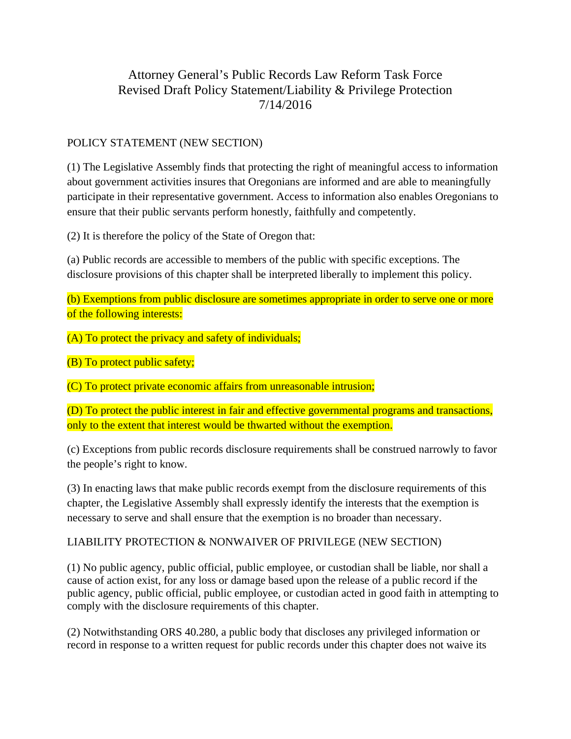# Attorney General's Public Records Law Reform Task Force
## Revised Draft Policy Statement/Liability & Privilege Protection
### 7/14/2016

POLICY STATEMENT (NEW SECTION)

(1) The Legislative Assembly finds that protecting the right of meaningful access to information about government activities insures that Oregonians are informed and are able to meaningfully participate in their representative government. Access to information also enables Oregonians to ensure that their public servants perform honestly, faithfully and competently.

(2) It is therefore the policy of the State of Oregon that:

(a) Public records are accessible to members of the public with specific exceptions. The disclosure provisions of this chapter shall be interpreted liberally to implement this policy.

(b) Exemptions from public disclosure are sometimes appropriate in order to serve one or more of the following interests:

(A) To protect the privacy and safety of individuals;

(B) To protect public safety;

(C) To protect private economic affairs from unreasonable intrusion;

(D) To protect the public interest in fair and effective governmental programs and transactions, only to the extent that interest would be thwarted without the exemption.

(c) Exceptions from public records disclosure requirements shall be construed narrowly to favor the people's right to know.

(3) In enacting laws that make public records exempt from the disclosure requirements of this chapter, the Legislative Assembly shall expressly identify the interests that the exemption is necessary to serve and shall ensure that the exemption is no broader than necessary.

LIABILITY PROTECTION & NONWAIVER OF PRIVILEGE (NEW SECTION)

(1) No public agency, public official, public employee, or custodian shall be liable, nor shall a cause of action exist, for any loss or damage based upon the release of a public record if the public agency, public official, public employee, or custodian acted in good faith in attempting to comply with the disclosure requirements of this chapter.

(2) Notwithstanding ORS 40.280, a public body that discloses any privileged information or record in response to a written request for public records under this chapter does not waive its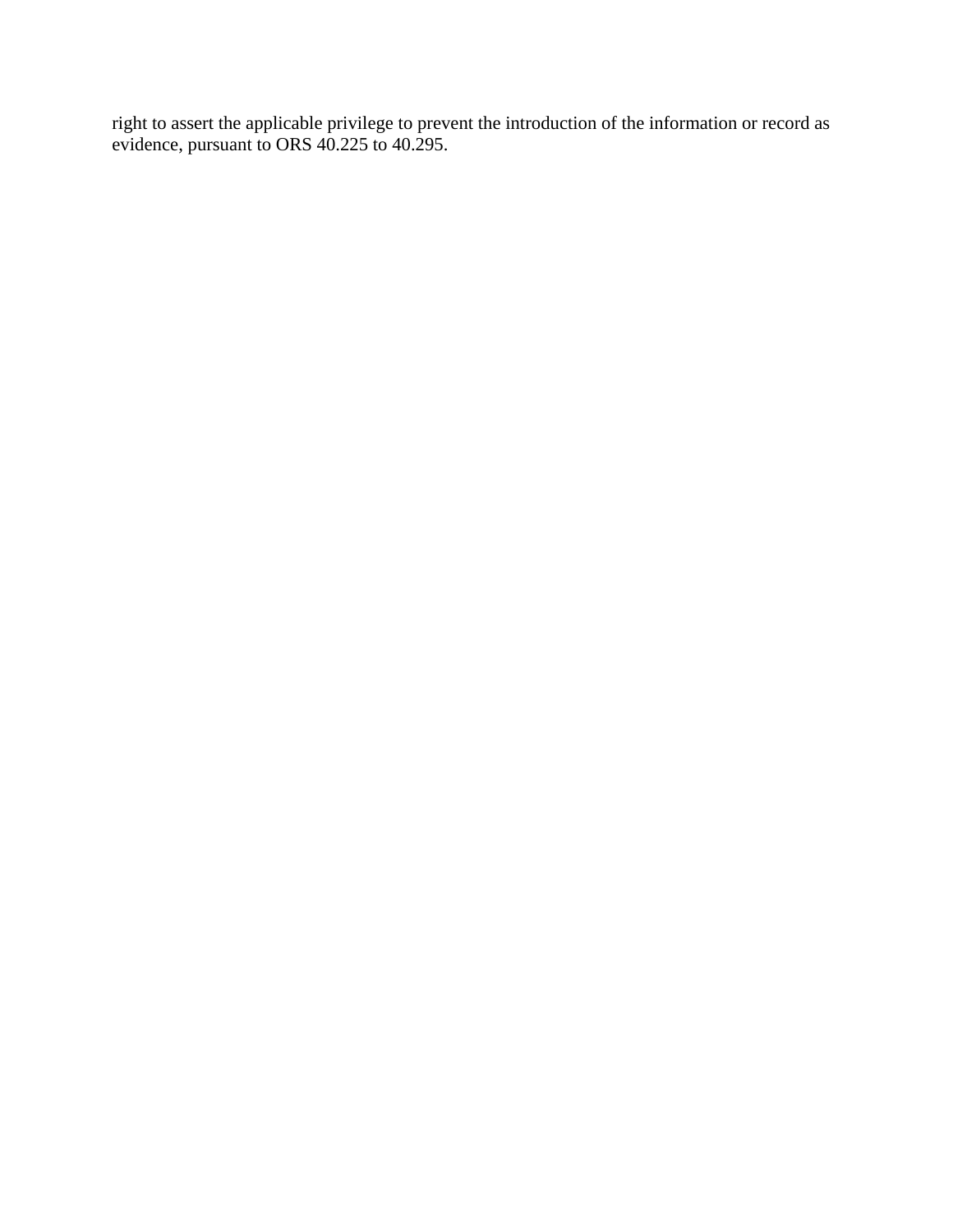right to assert the applicable privilege to prevent the introduction of the information or record as evidence, pursuant to ORS 40.225 to 40.295.